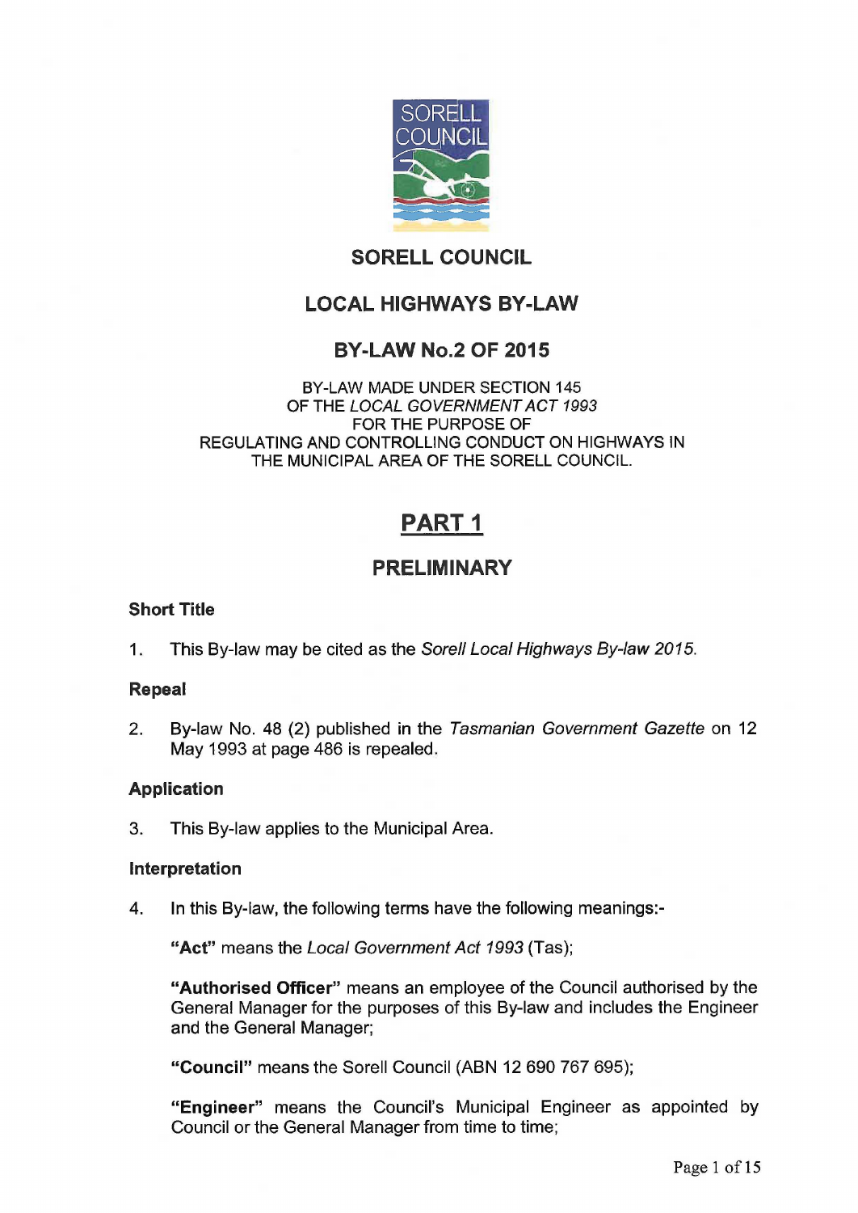# SORELL COUNCIL

## LOCAL HIGHWAYS BY-LAW

## BY-LAW No.2 OF 2015

BY-LAW MADE UNDER SECTION 145
OF THE *LOCAL GOVERNMENT ACT 1993*
FOR THE PURPOSE OF
REGULATING AND CONTROLLING CONDUCT ON HIGHWAYS IN
THE MUNICIPAL AREA OF THE SORELL COUNCIL.

## PART 1

## PRELIMINARY

### Short Title

1. This By-law may be cited as the *Sorell Local Highways By-law 2015.*

### Repeal

2. By-law No. 48 (2) published in the *Tasmanian Government Gazette* on 12 May 1993 at page 486 is repealed.

### Application

3. This By-law applies to the Municipal Area.

### Interpretation

4. In this By-law, the following terms have the following meanings:-

   **"Act"** means the *Local Government Act 1993* (Tas);

   **"Authorised Officer"** means an employee of the Council authorised by the General Manager for the purposes of this By-law and includes the Engineer and the General Manager;

   **"Council"** means the Sorell Council (ABN 12 690 767 695);

   **"Engineer"** means the Council's Municipal Engineer as appointed by Council or the General Manager from time to time;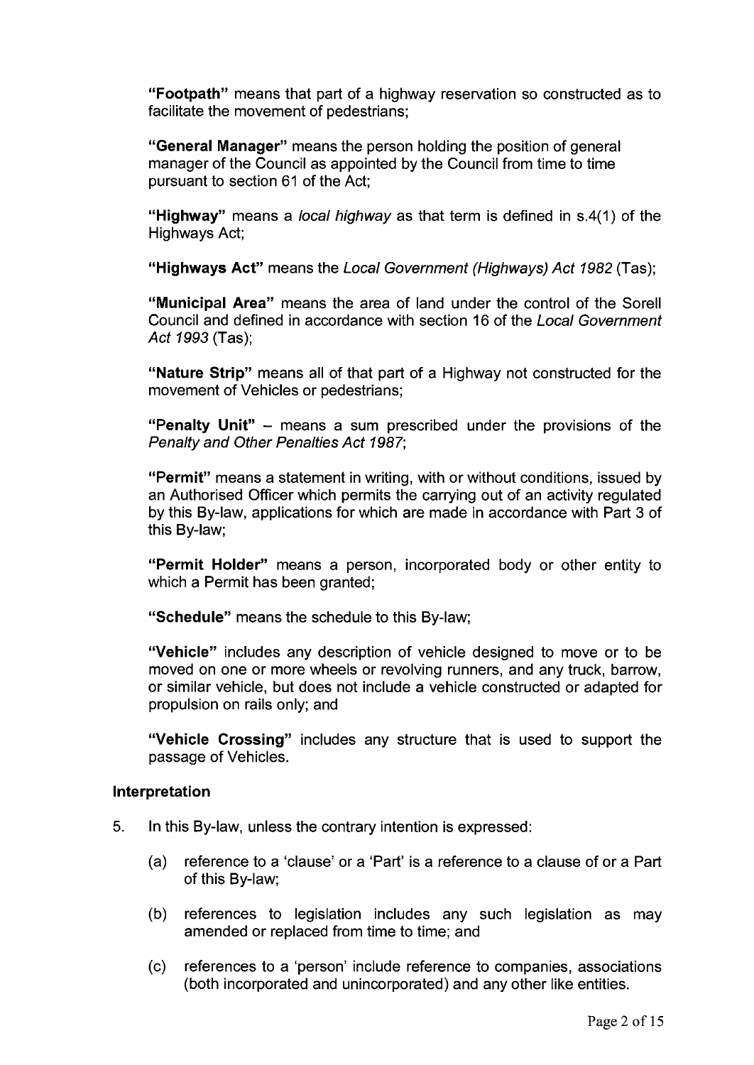**"Footpath"** means that part of a highway reservation so constructed as to facilitate the movement of pedestrians;

**"General Manager"** means the person holding the position of general manager of the Council as appointed by the Council from time to time pursuant to section 61 of the Act;

**"Highway"** means a *local highway* as that term is defined in s.4(1) of the Highways Act;

**"Highways Act"** means the *Local Government (Highways) Act 1982* (Tas);

**"Municipal Area"** means the area of land under the control of the Sorell Council and defined in accordance with section 16 of the *Local Government Act 1993* (Tas);

**"Nature Strip"** means all of that part of a Highway not constructed for the movement of Vehicles or pedestrians;

**"Penalty Unit"** – means a sum prescribed under the provisions of the *Penalty and Other Penalties Act 1987*;

**"Permit"** means a statement in writing, with or without conditions, issued by an Authorised Officer which permits the carrying out of an activity regulated by this By-law, applications for which are made in accordance with Part 3 of this By-law;

**"Permit Holder"** means a person, incorporated body or other entity to which a Permit has been granted;

**"Schedule"** means the schedule to this By-law;

**"Vehicle"** includes any description of vehicle designed to move or to be moved on one or more wheels or revolving runners, and any truck, barrow, or similar vehicle, but does not include a vehicle constructed or adapted for propulsion on rails only; and

**"Vehicle Crossing"** includes any structure that is used to support the passage of Vehicles.

**Interpretation**

5. In this By-law, unless the contrary intention is expressed:

   (a) reference to a 'clause' or a 'Part' is a reference to a clause of or a Part of this By-law;

   (b) references to legislation includes any such legislation as may amended or replaced from time to time; and

   (c) references to a 'person' include reference to companies, associations (both incorporated and unincorporated) and any other like entities.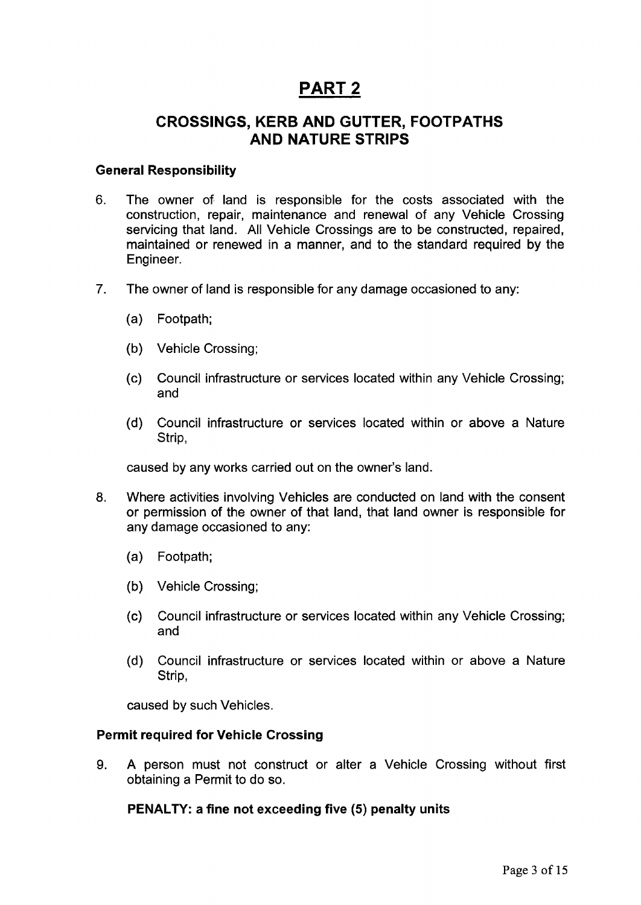# PART 2

## CROSSINGS, KERB AND GUTTER, FOOTPATHS AND NATURE STRIPS

### General Responsibility

6. The owner of land is responsible for the costs associated with the construction, repair, maintenance and renewal of any Vehicle Crossing servicing that land. All Vehicle Crossings are to be constructed, repaired, maintained or renewed in a manner, and to the standard required by the Engineer.

7. The owner of land is responsible for any damage occasioned to any:

   (a) Footpath;

   (b) Vehicle Crossing;

   (c) Council infrastructure or services located within any Vehicle Crossing; and

   (d) Council infrastructure or services located within or above a Nature Strip,

   caused by any works carried out on the owner's land.

8. Where activities involving Vehicles are conducted on land with the consent or permission of the owner of that land, that land owner is responsible for any damage occasioned to any:

   (a) Footpath;

   (b) Vehicle Crossing;

   (c) Council infrastructure or services located within any Vehicle Crossing; and

   (d) Council infrastructure or services located within or above a Nature Strip,

   caused by such Vehicles.

### Permit required for Vehicle Crossing

9. A person must not construct or alter a Vehicle Crossing without first obtaining a Permit to do so.

   **PENALTY: a fine not exceeding five (5) penalty units**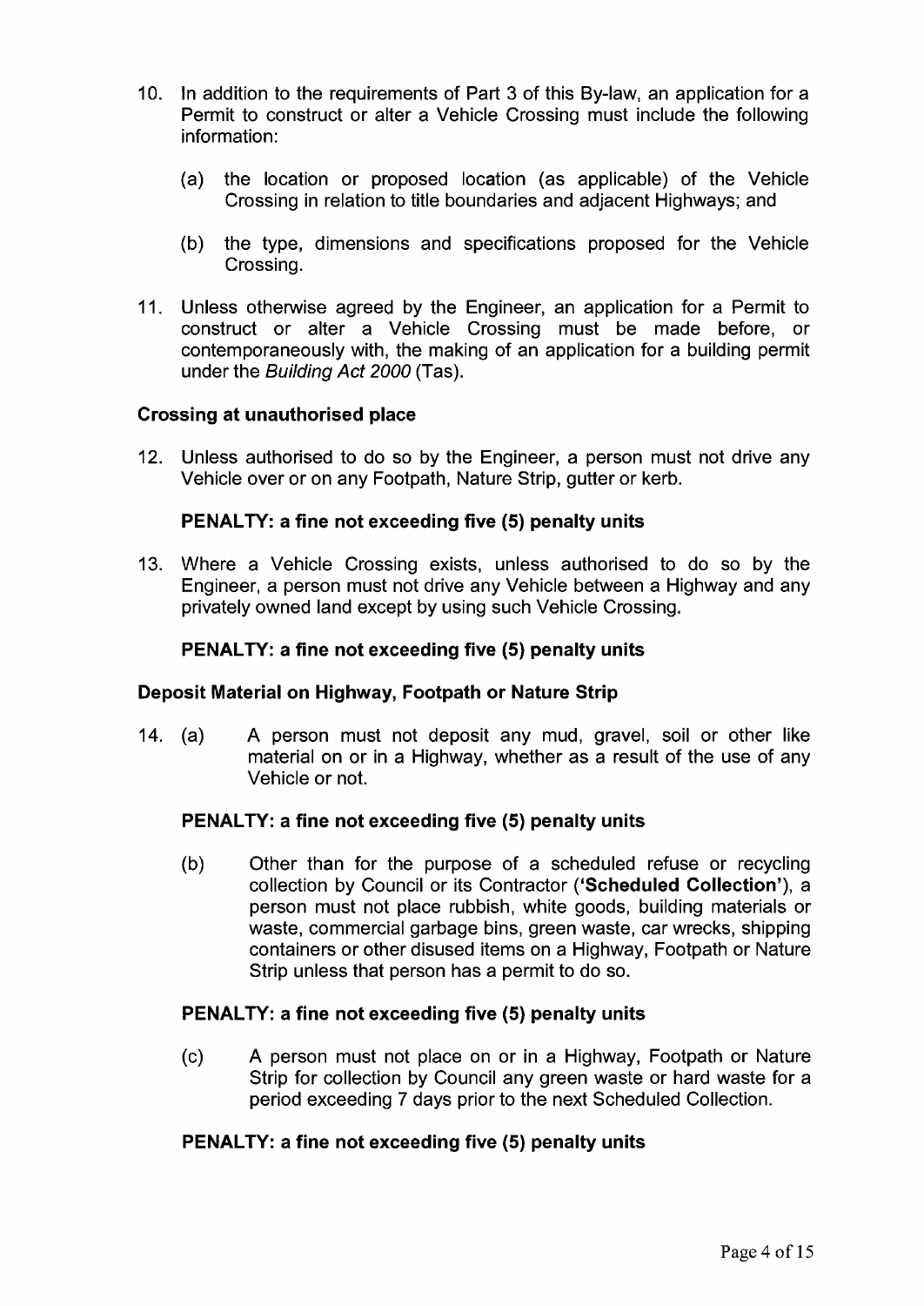10. In addition to the requirements of Part 3 of this By-law, an application for a Permit to construct or alter a Vehicle Crossing must include the following information:

    (a) the location or proposed location (as applicable) of the Vehicle Crossing in relation to title boundaries and adjacent Highways; and

    (b) the type, dimensions and specifications proposed for the Vehicle Crossing.

11. Unless otherwise agreed by the Engineer, an application for a Permit to construct or alter a Vehicle Crossing must be made before, or contemporaneously with, the making of an application for a building permit under the *Building Act 2000* (Tas).

**Crossing at unauthorised place**

12. Unless authorised to do so by the Engineer, a person must not drive any Vehicle over or on any Footpath, Nature Strip, gutter or kerb.

    **PENALTY: a fine not exceeding five (5) penalty units**

13. Where a Vehicle Crossing exists, unless authorised to do so by the Engineer, a person must not drive any Vehicle between a Highway and any privately owned land except by using such Vehicle Crossing.

    **PENALTY: a fine not exceeding five (5) penalty units**

**Deposit Material on Highway, Footpath or Nature Strip**

14. (a) A person must not deposit any mud, gravel, soil or other like material on or in a Highway, whether as a result of the use of any Vehicle or not.

    **PENALTY: a fine not exceeding five (5) penalty units**

    (b) Other than for the purpose of a scheduled refuse or recycling collection by Council or its Contractor (**'Scheduled Collection'**), a person must not place rubbish, white goods, building materials or waste, commercial garbage bins, green waste, car wrecks, shipping containers or other disused items on a Highway, Footpath or Nature Strip unless that person has a permit to do so.

    **PENALTY: a fine not exceeding five (5) penalty units**

    (c) A person must not place on or in a Highway, Footpath or Nature Strip for collection by Council any green waste or hard waste for a period exceeding 7 days prior to the next Scheduled Collection.

    **PENALTY: a fine not exceeding five (5) penalty units**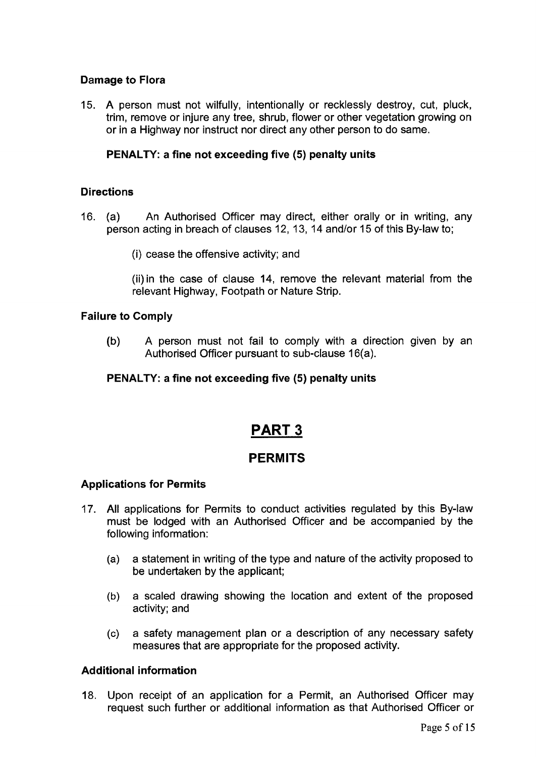**Damage to Flora**

15. A person must not wilfully, intentionally or recklessly destroy, cut, pluck, trim, remove or injure any tree, shrub, flower or other vegetation growing on or in a Highway nor instruct nor direct any other person to do same.

**PENALTY: a fine not exceeding five (5) penalty units**

**Directions**

16. (a) An Authorised Officer may direct, either orally or in writing, any person acting in breach of clauses 12, 13, 14 and/or 15 of this By-law to;

(i) cease the offensive activity; and

(ii) in the case of clause 14, remove the relevant material from the relevant Highway, Footpath or Nature Strip.

**Failure to Comply**

(b) A person must not fail to comply with a direction given by an Authorised Officer pursuant to sub-clause 16(a).

**PENALTY: a fine not exceeding five (5) penalty units**

# PART 3

## PERMITS

**Applications for Permits**

17. All applications for Permits to conduct activities regulated by this By-law must be lodged with an Authorised Officer and be accompanied by the following information:

   (a) a statement in writing of the type and nature of the activity proposed to be undertaken by the applicant;

   (b) a scaled drawing showing the location and extent of the proposed activity; and

   (c) a safety management plan or a description of any necessary safety measures that are appropriate for the proposed activity.

**Additional information**

18. Upon receipt of an application for a Permit, an Authorised Officer may request such further or additional information as that Authorised Officer or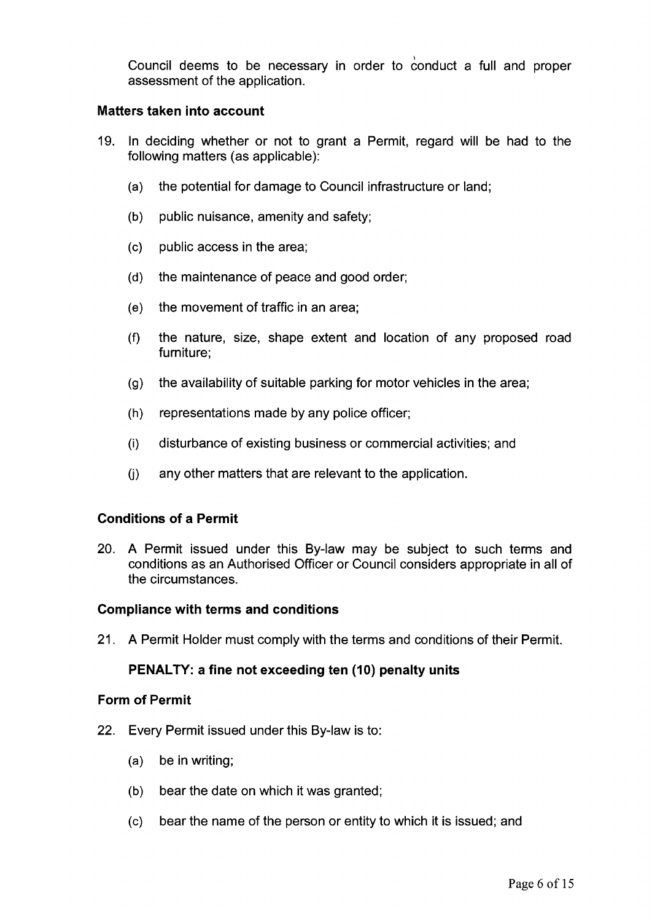Council deems to be necessary in order to conduct a full and proper assessment of the application.

### Matters taken into account

19. In deciding whether or not to grant a Permit, regard will be had to the following matters (as applicable):

    (a) the potential for damage to Council infrastructure or land;

    (b) public nuisance, amenity and safety;

    (c) public access in the area;

    (d) the maintenance of peace and good order;

    (e) the movement of traffic in an area;

    (f) the nature, size, shape extent and location of any proposed road furniture;

    (g) the availability of suitable parking for motor vehicles in the area;

    (h) representations made by any police officer;

    (i) disturbance of existing business or commercial activities; and

    (j) any other matters that are relevant to the application.

### Conditions of a Permit

20. A Permit issued under this By-law may be subject to such terms and conditions as an Authorised Officer or Council considers appropriate in all of the circumstances.

### Compliance with terms and conditions

21. A Permit Holder must comply with the terms and conditions of their Permit.

    **PENALTY: a fine not exceeding ten (10) penalty units**

### Form of Permit

22. Every Permit issued under this By-law is to:

    (a) be in writing;

    (b) bear the date on which it was granted;

    (c) bear the name of the person or entity to which it is issued; and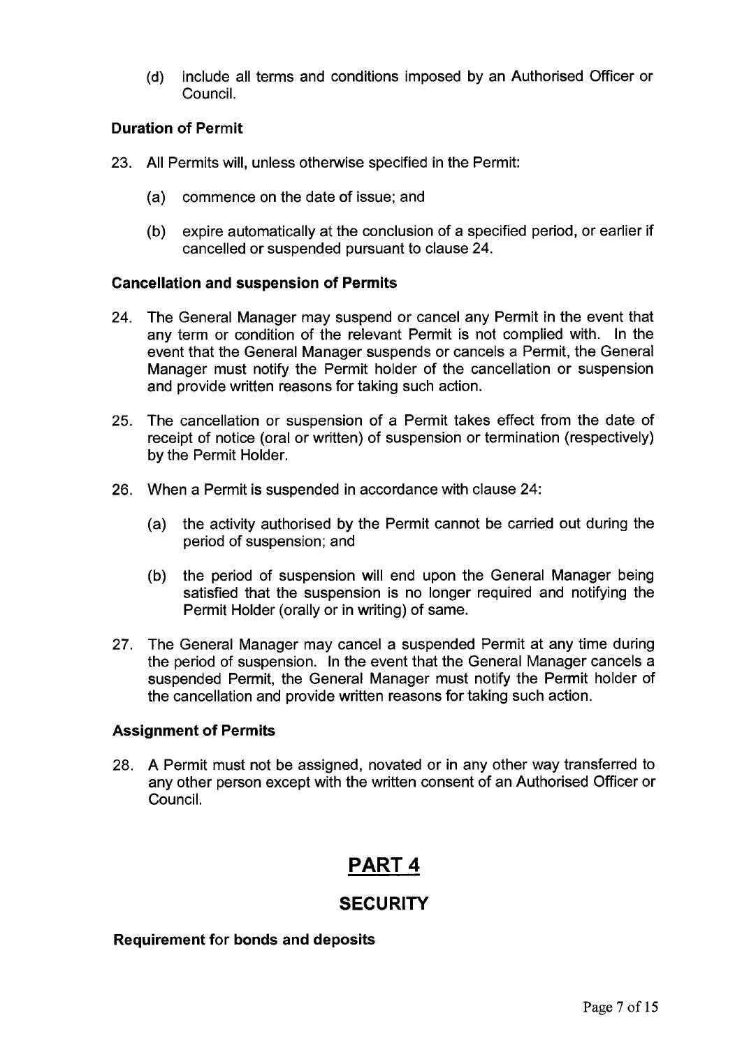(d) include all terms and conditions imposed by an Authorised Officer or Council.

**Duration of Permit**

23. All Permits will, unless otherwise specified in the Permit:

    (a) commence on the date of issue; and

    (b) expire automatically at the conclusion of a specified period, or earlier if cancelled or suspended pursuant to clause 24.

**Cancellation and suspension of Permits**

24. The General Manager may suspend or cancel any Permit in the event that any term or condition of the relevant Permit is not complied with. In the event that the General Manager suspends or cancels a Permit, the General Manager must notify the Permit holder of the cancellation or suspension and provide written reasons for taking such action.

25. The cancellation or suspension of a Permit takes effect from the date of receipt of notice (oral or written) of suspension or termination (respectively) by the Permit Holder.

26. When a Permit is suspended in accordance with clause 24:

    (a) the activity authorised by the Permit cannot be carried out during the period of suspension; and

    (b) the period of suspension will end upon the General Manager being satisfied that the suspension is no longer required and notifying the Permit Holder (orally or in writing) of same.

27. The General Manager may cancel a suspended Permit at any time during the period of suspension. In the event that the General Manager cancels a suspended Permit, the General Manager must notify the Permit holder of the cancellation and provide written reasons for taking such action.

**Assignment of Permits**

28. A Permit must not be assigned, novated or in any other way transferred to any other person except with the written consent of an Authorised Officer or Council.

# PART 4

## SECURITY

**Requirement for bonds and deposits**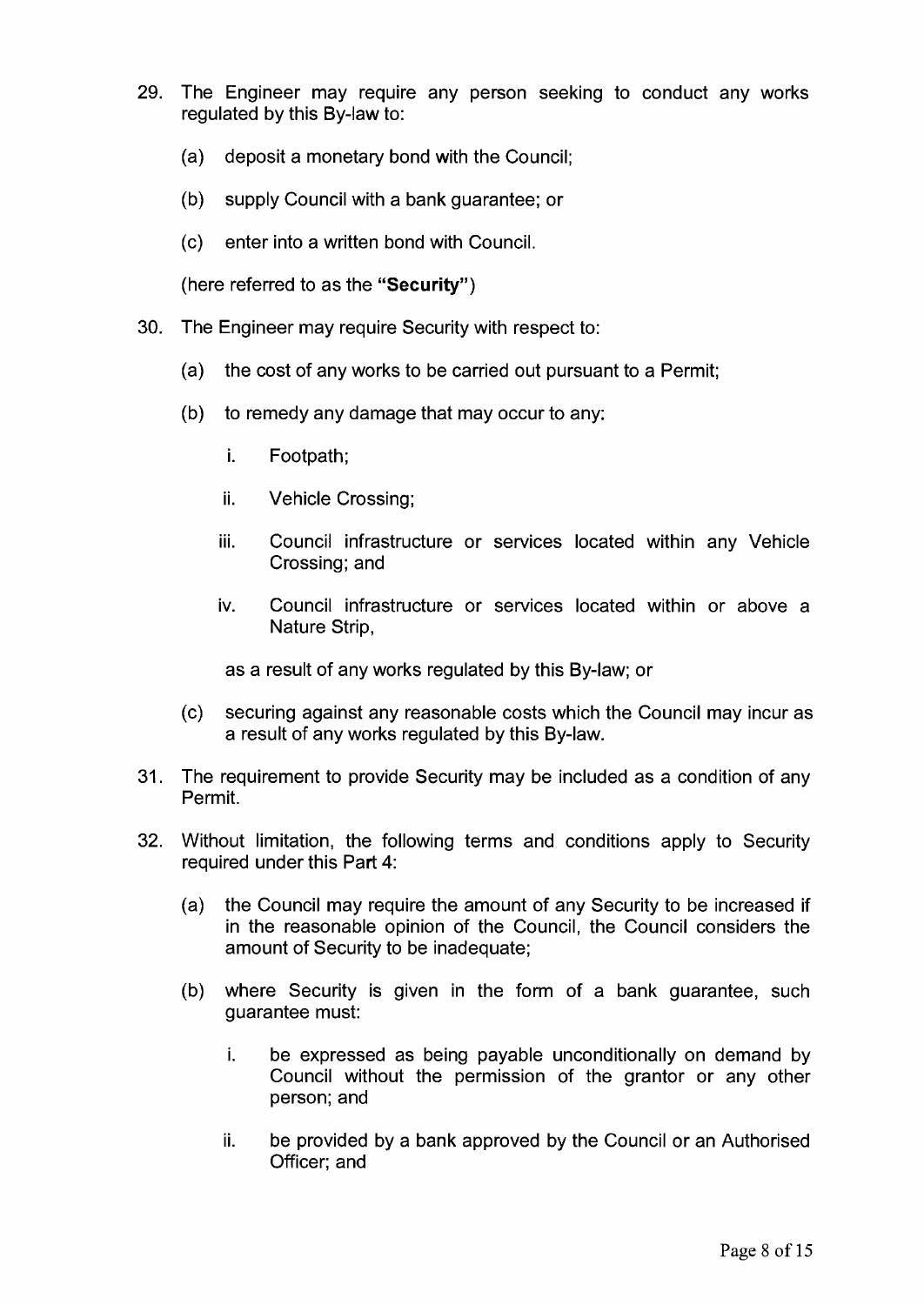29. The Engineer may require any person seeking to conduct any works regulated by this By-law to:

    (a) deposit a monetary bond with the Council;

    (b) supply Council with a bank guarantee; or

    (c) enter into a written bond with Council.

    (here referred to as the **"Security"**)

30. The Engineer may require Security with respect to:

    (a) the cost of any works to be carried out pursuant to a Permit;

    (b) to remedy any damage that may occur to any:

        i. Footpath;

        ii. Vehicle Crossing;

        iii. Council infrastructure or services located within any Vehicle Crossing; and

        iv. Council infrastructure or services located within or above a Nature Strip,

        as a result of any works regulated by this By-law; or

    (c) securing against any reasonable costs which the Council may incur as a result of any works regulated by this By-law.

31. The requirement to provide Security may be included as a condition of any Permit.

32. Without limitation, the following terms and conditions apply to Security required under this Part 4:

    (a) the Council may require the amount of any Security to be increased if in the reasonable opinion of the Council, the Council considers the amount of Security to be inadequate;

    (b) where Security is given in the form of a bank guarantee, such guarantee must:

        i. be expressed as being payable unconditionally on demand by Council without the permission of the grantor or any other person; and

        ii. be provided by a bank approved by the Council or an Authorised Officer; and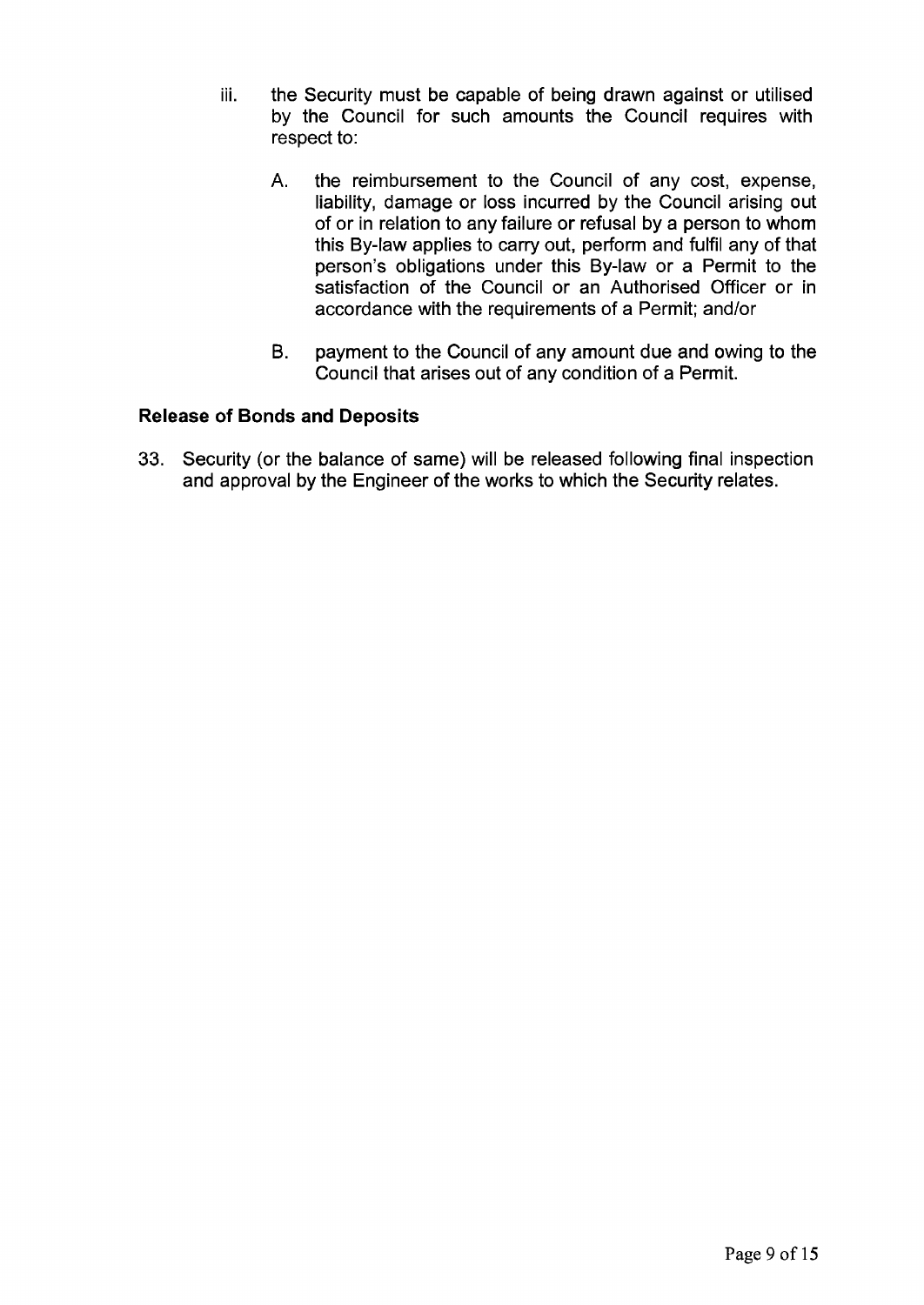iii. the Security must be capable of being drawn against or utilised by the Council for such amounts the Council requires with respect to:

   A. the reimbursement to the Council of any cost, expense, liability, damage or loss incurred by the Council arising out of or in relation to any failure or refusal by a person to whom this By-law applies to carry out, perform and fulfil any of that person's obligations under this By-law or a Permit to the satisfaction of the Council or an Authorised Officer or in accordance with the requirements of a Permit; and/or

   B. payment to the Council of any amount due and owing to the Council that arises out of any condition of a Permit.

**Release of Bonds and Deposits**

33. Security (or the balance of same) will be released following final inspection and approval by the Engineer of the works to which the Security relates.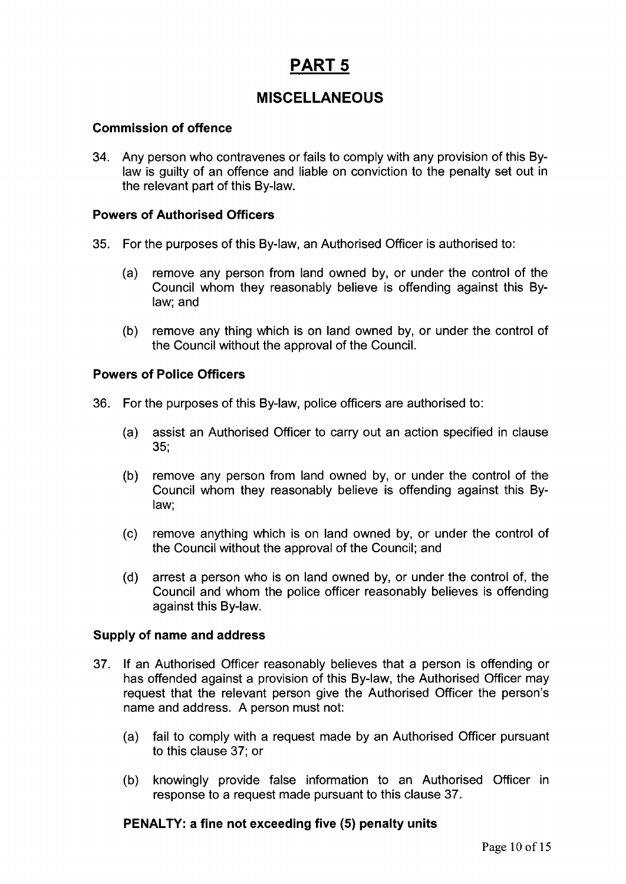# PART 5

## MISCELLANEOUS

### Commission of offence

34. Any person who contravenes or fails to comply with any provision of this By-law is guilty of an offence and liable on conviction to the penalty set out in the relevant part of this By-law.

### Powers of Authorised Officers

35. For the purposes of this By-law, an Authorised Officer is authorised to:

    (a) remove any person from land owned by, or under the control of the Council whom they reasonably believe is offending against this By-law; and

    (b) remove any thing which is on land owned by, or under the control of the Council without the approval of the Council.

### Powers of Police Officers

36. For the purposes of this By-law, police officers are authorised to:

    (a) assist an Authorised Officer to carry out an action specified in clause 35;

    (b) remove any person from land owned by, or under the control of the Council whom they reasonably believe is offending against this By-law;

    (c) remove anything which is on land owned by, or under the control of the Council without the approval of the Council; and

    (d) arrest a person who is on land owned by, or under the control of, the Council and whom the police officer reasonably believes is offending against this By-law.

### Supply of name and address

37. If an Authorised Officer reasonably believes that a person is offending or has offended against a provision of this By-law, the Authorised Officer may request that the relevant person give the Authorised Officer the person's name and address. A person must not:

    (a) fail to comply with a request made by an Authorised Officer pursuant to this clause 37; or

    (b) knowingly provide false information to an Authorised Officer in response to a request made pursuant to this clause 37.

**PENALTY: a fine not exceeding five (5) penalty units**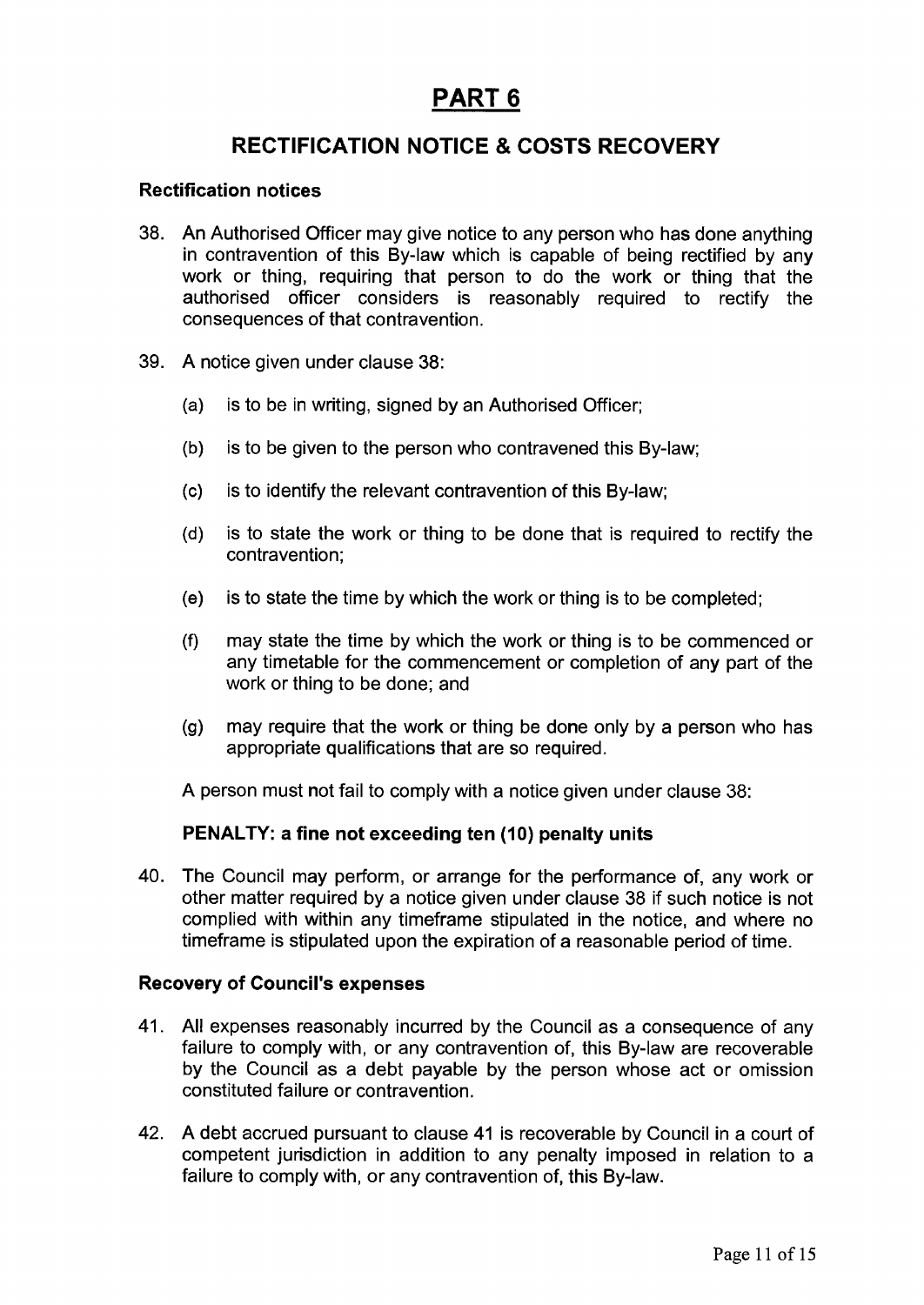# PART 6

## RECTIFICATION NOTICE & COSTS RECOVERY

### Rectification notices

38. An Authorised Officer may give notice to any person who has done anything in contravention of this By-law which is capable of being rectified by any work or thing, requiring that person to do the work or thing that the authorised officer considers is reasonably required to rectify the consequences of that contravention.

39. A notice given under clause 38:

    (a) is to be in writing, signed by an Authorised Officer;

    (b) is to be given to the person who contravened this By-law;

    (c) is to identify the relevant contravention of this By-law;

    (d) is to state the work or thing to be done that is required to rectify the contravention;

    (e) is to state the time by which the work or thing is to be completed;

    (f) may state the time by which the work or thing is to be commenced or any timetable for the commencement or completion of any part of the work or thing to be done; and

    (g) may require that the work or thing be done only by a person who has appropriate qualifications that are so required.

    A person must not fail to comply with a notice given under clause 38:

    **PENALTY: a fine not exceeding ten (10) penalty units**

40. The Council may perform, or arrange for the performance of, any work or other matter required by a notice given under clause 38 if such notice is not complied with within any timeframe stipulated in the notice, and where no timeframe is stipulated upon the expiration of a reasonable period of time.

### Recovery of Council's expenses

41. All expenses reasonably incurred by the Council as a consequence of any failure to comply with, or any contravention of, this By-law are recoverable by the Council as a debt payable by the person whose act or omission constituted failure or contravention.

42. A debt accrued pursuant to clause 41 is recoverable by Council in a court of competent jurisdiction in addition to any penalty imposed in relation to a failure to comply with, or any contravention of, this By-law.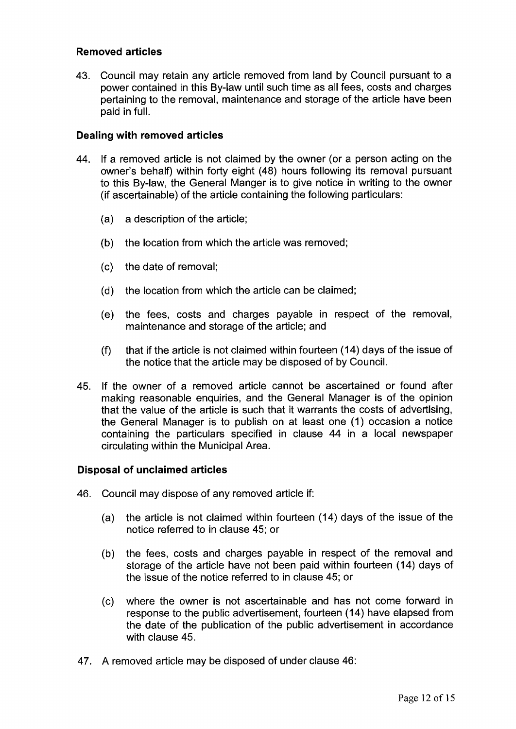### Removed articles

43. Council may retain any article removed from land by Council pursuant to a power contained in this By-law until such time as all fees, costs and charges pertaining to the removal, maintenance and storage of the article have been paid in full.

### Dealing with removed articles

44. If a removed article is not claimed by the owner (or a person acting on the owner's behalf) within forty eight (48) hours following its removal pursuant to this By-law, the General Manger is to give notice in writing to the owner (if ascertainable) of the article containing the following particulars:

    (a) a description of the article;

    (b) the location from which the article was removed;

    (c) the date of removal;

    (d) the location from which the article can be claimed;

    (e) the fees, costs and charges payable in respect of the removal, maintenance and storage of the article; and

    (f) that if the article is not claimed within fourteen (14) days of the issue of the notice that the article may be disposed of by Council.

45. If the owner of a removed article cannot be ascertained or found after making reasonable enquiries, and the General Manager is of the opinion that the value of the article is such that it warrants the costs of advertising, the General Manager is to publish on at least one (1) occasion a notice containing the particulars specified in clause 44 in a local newspaper circulating within the Municipal Area.

### Disposal of unclaimed articles

46. Council may dispose of any removed article if:

    (a) the article is not claimed within fourteen (14) days of the issue of the notice referred to in clause 45; or

    (b) the fees, costs and charges payable in respect of the removal and storage of the article have not been paid within fourteen (14) days of the issue of the notice referred to in clause 45; or

    (c) where the owner is not ascertainable and has not come forward in response to the public advertisement, fourteen (14) have elapsed from the date of the publication of the public advertisement in accordance with clause 45.

47. A removed article may be disposed of under clause 46: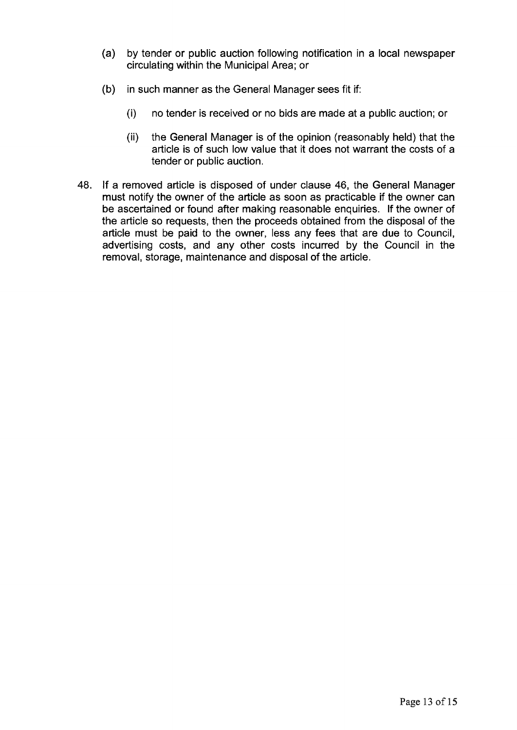(a) by tender or public auction following notification in a local newspaper circulating within the Municipal Area; or

(b) in such manner as the General Manager sees fit if:

   (i) no tender is received or no bids are made at a public auction; or

   (ii) the General Manager is of the opinion (reasonably held) that the article is of such low value that it does not warrant the costs of a tender or public auction.

48. If a removed article is disposed of under clause 46, the General Manager must notify the owner of the article as soon as practicable if the owner can be ascertained or found after making reasonable enquiries. If the owner of the article so requests, then the proceeds obtained from the disposal of the article must be paid to the owner, less any fees that are due to Council, advertising costs, and any other costs incurred by the Council in the removal, storage, maintenance and disposal of the article.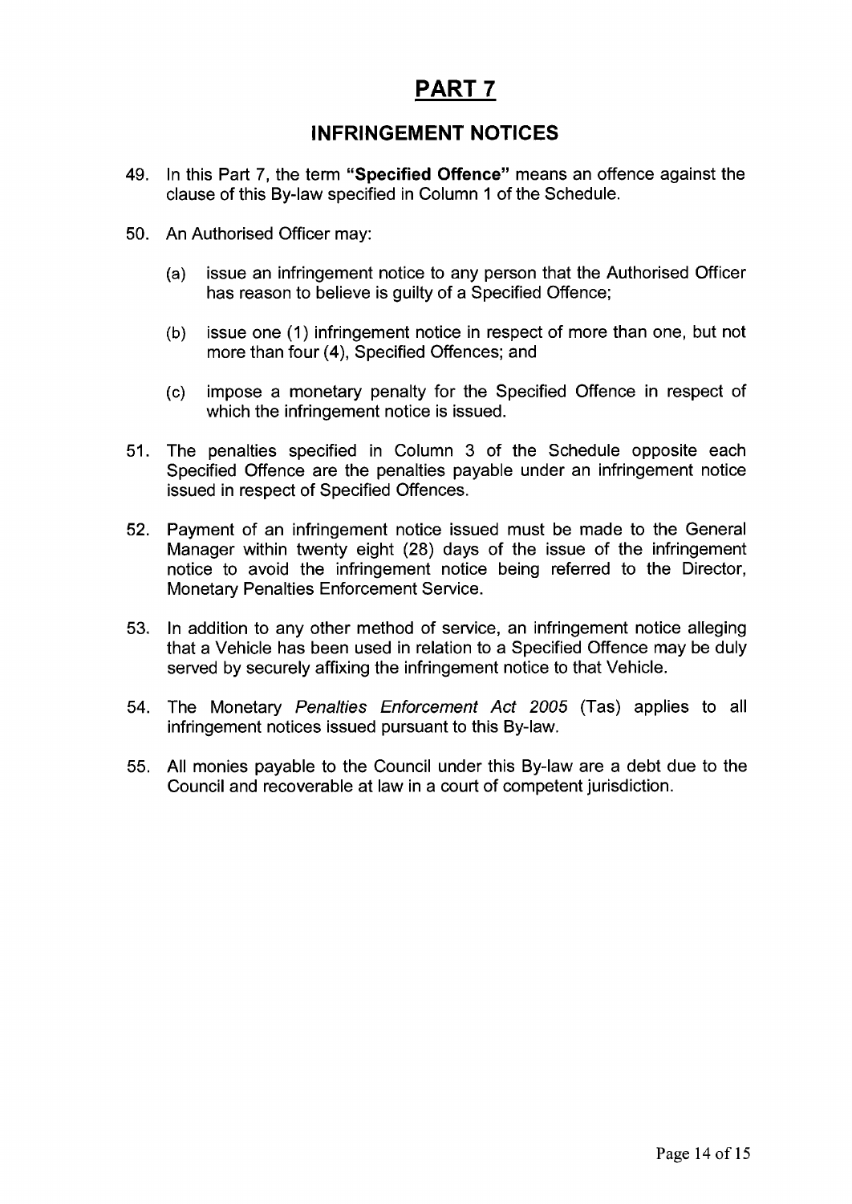# PART 7

## INFRINGEMENT NOTICES

49. In this Part 7, the term **"Specified Offence"** means an offence against the clause of this By-law specified in Column 1 of the Schedule.

50. An Authorised Officer may:

    (a) issue an infringement notice to any person that the Authorised Officer has reason to believe is guilty of a Specified Offence;

    (b) issue one (1) infringement notice in respect of more than one, but not more than four (4), Specified Offences; and

    (c) impose a monetary penalty for the Specified Offence in respect of which the infringement notice is issued.

51. The penalties specified in Column 3 of the Schedule opposite each Specified Offence are the penalties payable under an infringement notice issued in respect of Specified Offences.

52. Payment of an infringement notice issued must be made to the General Manager within twenty eight (28) days of the issue of the infringement notice to avoid the infringement notice being referred to the Director, Monetary Penalties Enforcement Service.

53. In addition to any other method of service, an infringement notice alleging that a Vehicle has been used in relation to a Specified Offence may be duly served by securely affixing the infringement notice to that Vehicle.

54. The Monetary *Penalties Enforcement Act 2005* (Tas) applies to all infringement notices issued pursuant to this By-law.

55. All monies payable to the Council under this By-law are a debt due to the Council and recoverable at law in a court of competent jurisdiction.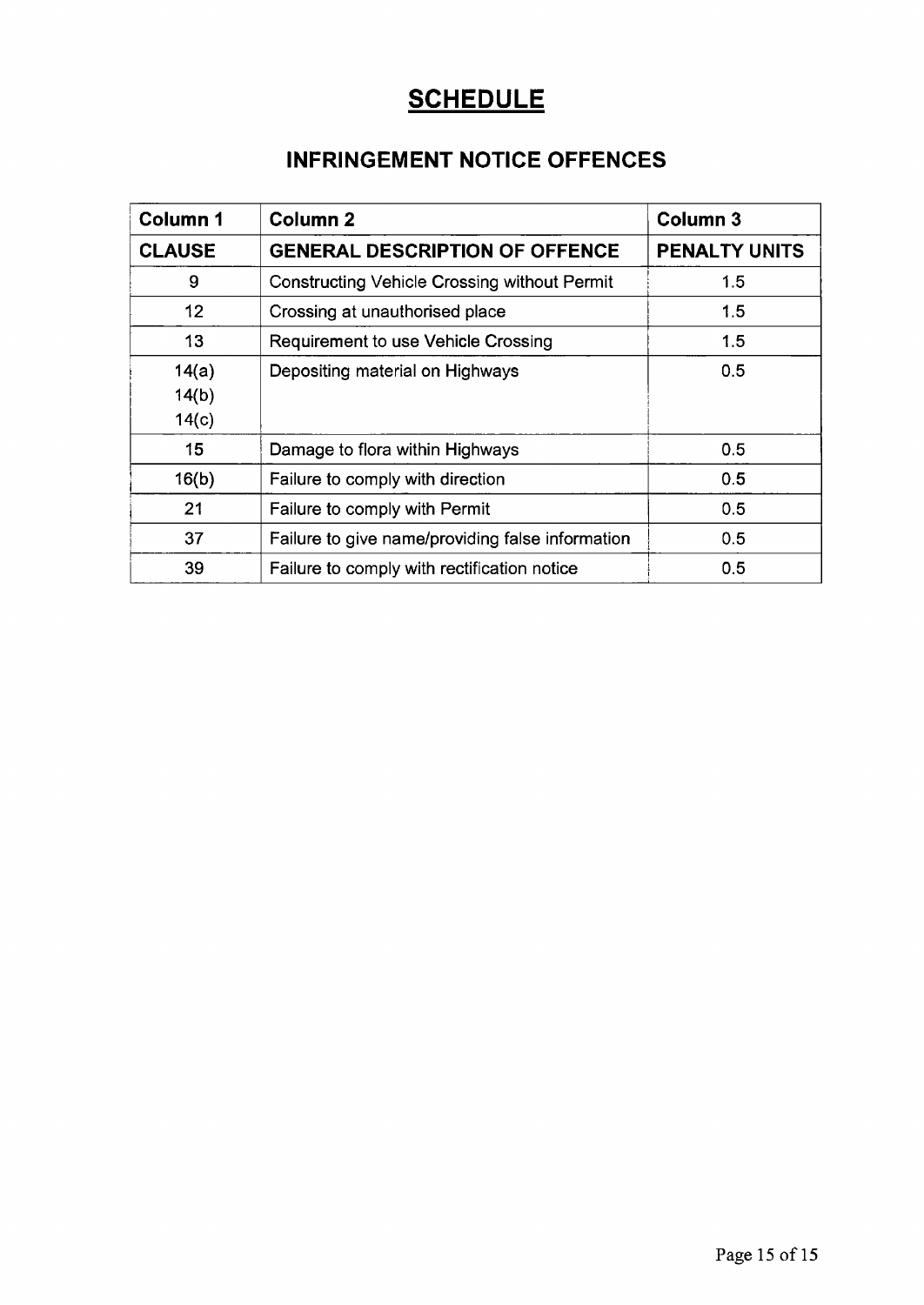# SCHEDULE

## INFRINGEMENT NOTICE OFFENCES

| Column 1 | Column 2 | Column 3 |
|---|---|---|
| **CLAUSE** | **GENERAL DESCRIPTION OF OFFENCE** | **PENALTY UNITS** |
| 9 | Constructing Vehicle Crossing without Permit | 1.5 |
| 12 | Crossing at unauthorised place | 1.5 |
| 13 | Requirement to use Vehicle Crossing | 1.5 |
| 14(a)<br>14(b)<br>14(c) | Depositing material on Highways | 0.5 |
| 15 | Damage to flora within Highways | 0.5 |
| 16(b) | Failure to comply with direction | 0.5 |
| 21 | Failure to comply with Permit | 0.5 |
| 37 | Failure to give name/providing false information | 0.5 |
| 39 | Failure to comply with rectification notice | 0.5 |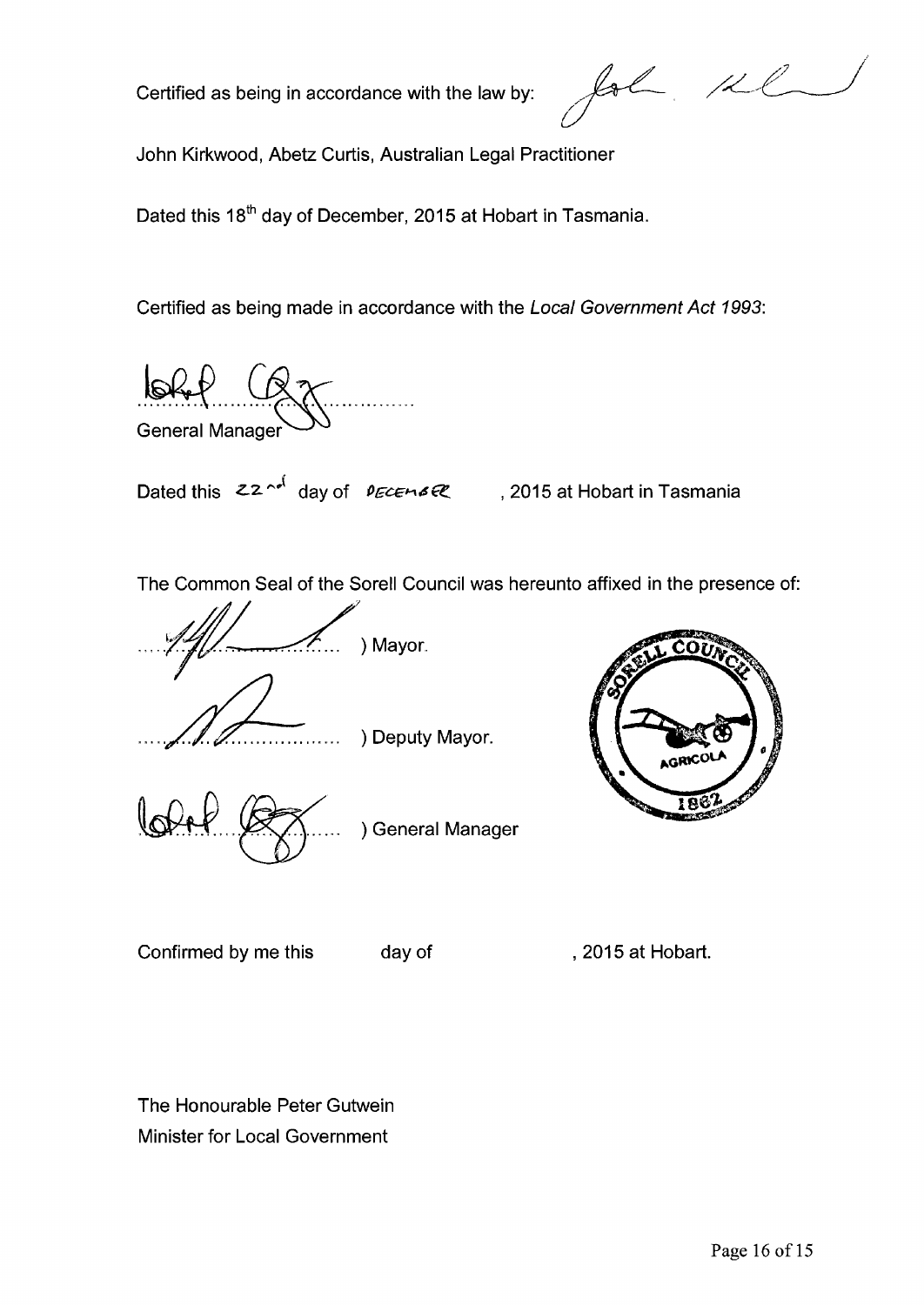Certified as being in accordance with the law by:

John Kirkwood, Abetz Curtis, Australian Legal Practitioner

Dated this 18th day of December, 2015 at Hobart in Tasmania.

Certified as being made in accordance with the *Local Government Act 1993*:

..........................................
General Manager

Dated this 22nd day of DECEMBER , 2015 at Hobart in Tasmania

The Common Seal of the Sorell Council was hereunto affixed in the presence of:

.......................... ) Mayor.

.......................... ) Deputy Mayor.

.......................... ) General Manager

Confirmed by me this day of , 2015 at Hobart.

The Honourable Peter Gutwein
Minister for Local Government